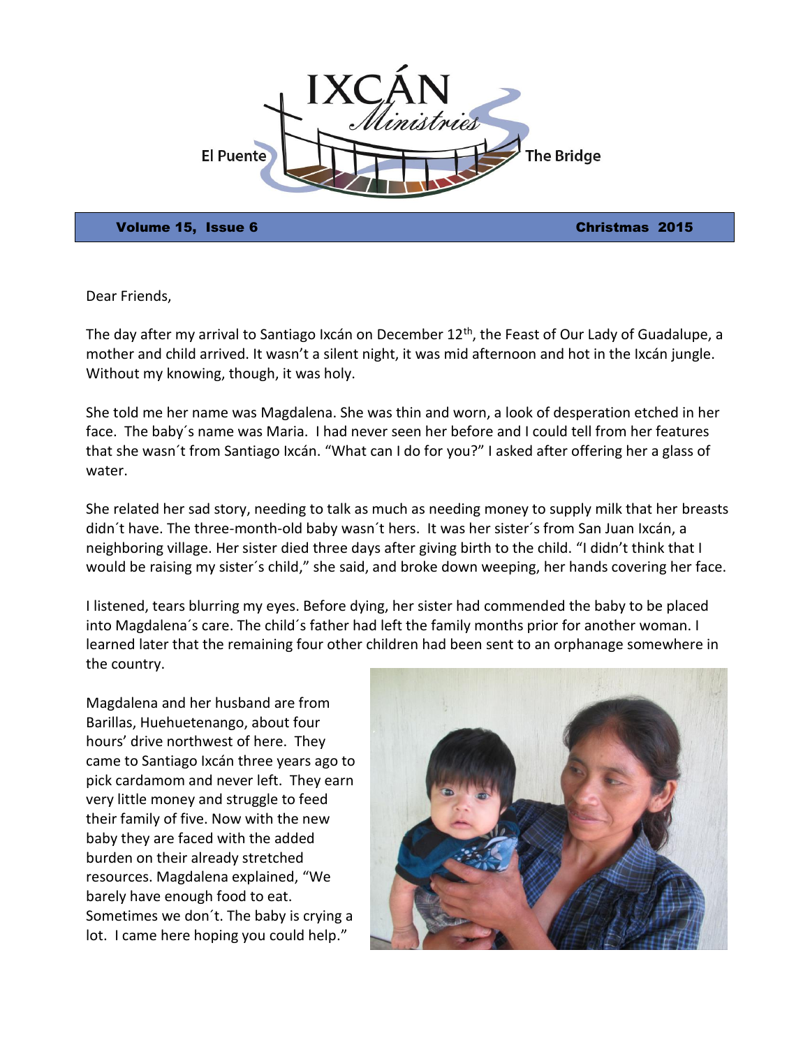# IXCÁN Ministries

El Puente — The Bridge

**Volume 15, Issue 6** **Christmas 2015**

Dear Friends,

The day after my arrival to Santiago Ixcán on December 12th, the Feast of Our Lady of Guadalupe, a mother and child arrived. It wasn't a silent night, it was mid afternoon and hot in the Ixcán jungle. Without my knowing, though, it was holy.

She told me her name was Magdalena. She was thin and worn, a look of desperation etched in her face. The baby´s name was Maria. I had never seen her before and I could tell from her features that she wasn´t from Santiago Ixcán. "What can I do for you?" I asked after offering her a glass of water.

She related her sad story, needing to talk as much as needing money to supply milk that her breasts didn´t have. The three-month-old baby wasn´t hers. It was her sister´s from San Juan Ixcán, a neighboring village. Her sister died three days after giving birth to the child. "I didn't think that I would be raising my sister´s child," she said, and broke down weeping, her hands covering her face.

I listened, tears blurring my eyes. Before dying, her sister had commended the baby to be placed into Magdalena´s care. The child´s father had left the family months prior for another woman. I learned later that the remaining four other children had been sent to an orphanage somewhere in the country.

Magdalena and her husband are from Barillas, Huehuetenango, about four hours' drive northwest of here. They came to Santiago Ixcán three years ago to pick cardamom and never left. They earn very little money and struggle to feed their family of five. Now with the new baby they are faced with the added burden on their already stretched resources. Magdalena explained, "We barely have enough food to eat. Sometimes we don´t. The baby is crying a lot. I came here hoping you could help."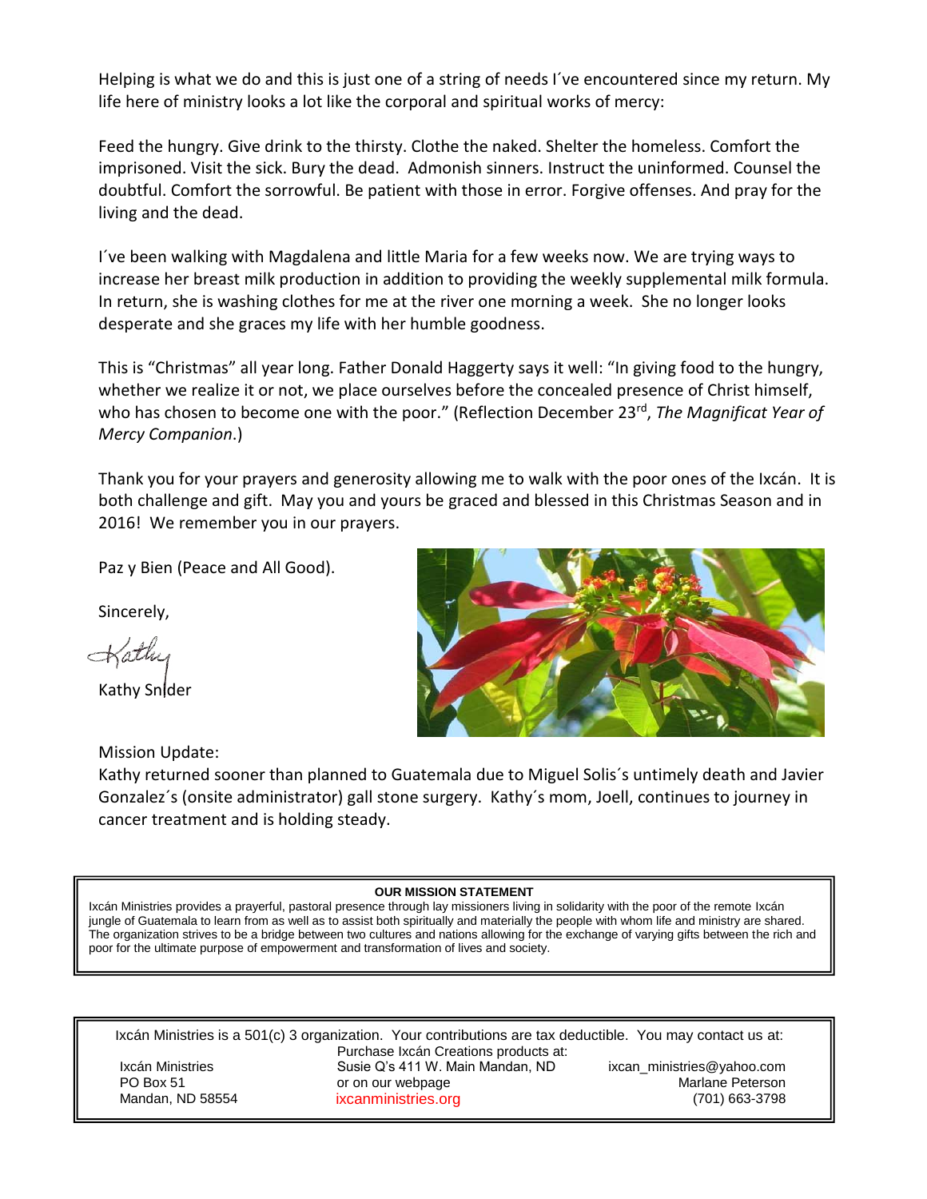Helping is what we do and this is just one of a string of needs I´ve encountered since my return. My life here of ministry looks a lot like the corporal and spiritual works of mercy:

Feed the hungry. Give drink to the thirsty. Clothe the naked. Shelter the homeless. Comfort the imprisoned. Visit the sick. Bury the dead. Admonish sinners. Instruct the uninformed. Counsel the doubtful. Comfort the sorrowful. Be patient with those in error. Forgive offenses. And pray for the living and the dead.

I´ve been walking with Magdalena and little Maria for a few weeks now. We are trying ways to increase her breast milk production in addition to providing the weekly supplemental milk formula. In return, she is washing clothes for me at the river one morning a week. She no longer looks desperate and she graces my life with her humble goodness.

This is "Christmas" all year long. Father Donald Haggerty says it well: "In giving food to the hungry, whether we realize it or not, we place ourselves before the concealed presence of Christ himself, who has chosen to become one with the poor." (Reflection December 23rd, *The Magnificat Year of Mercy Companion*.)

Thank you for your prayers and generosity allowing me to walk with the poor ones of the Ixcán. It is both challenge and gift. May you and yours be graced and blessed in this Christmas Season and in 2016! We remember you in our prayers.

Paz y Bien (Peace and All Good).

Sincerely,

Kathy

Kathy Snider

Mission Update:

Kathy returned sooner than planned to Guatemala due to Miguel Solis´s untimely death and Javier Gonzalez´s (onsite administrator) gall stone surgery. Kathy´s mom, Joell, continues to journey in cancer treatment and is holding steady.

**OUR MISSION STATEMENT**

Ixcán Ministries provides a prayerful, pastoral presence through lay missioners living in solidarity with the poor of the remote Ixcán jungle of Guatemala to learn from as well as to assist both spiritually and materially the people with whom life and ministry are shared. The organization strives to be a bridge between two cultures and nations allowing for the exchange of varying gifts between the rich and poor for the ultimate purpose of empowerment and transformation of lives and society.

Ixcán Ministries is a 501(c) 3 organization. Your contributions are tax deductible. You may contact us at:

Ixcán Ministries
PO Box 51
Mandan, ND 58554

Purchase Ixcán Creations products at:
Susie Q's 411 W. Main Mandan, ND
or on our webpage
ixcanministries.org

ixcan_ministries@yahoo.com
Marlane Peterson
(701) 663-3798